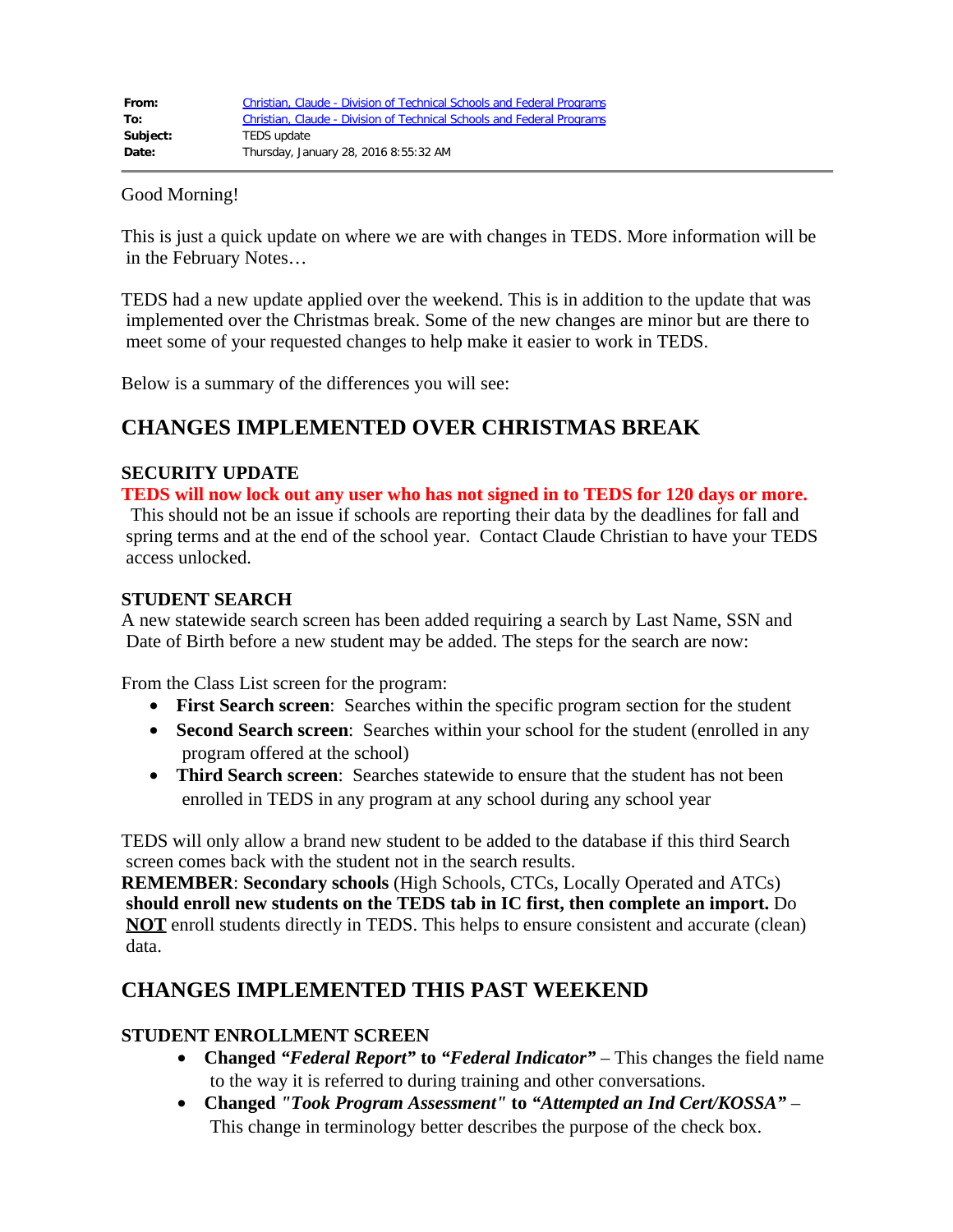| | |
|---|---|
| **From:** | Christian, Claude - Division of Technical Schools and Federal Programs |
| **To:** | Christian, Claude - Division of Technical Schools and Federal Programs |
| **Subject:** | TEDS update |
| **Date:** | Thursday, January 28, 2016 8:55:32 AM |

---

Good Morning!

This is just a quick update on where we are with changes in TEDS. More information will be in the February Notes…

TEDS had a new update applied over the weekend. This is in addition to the update that was implemented over the Christmas break. Some of the new changes are minor but are there to meet some of your requested changes to help make it easier to work in TEDS.

Below is a summary of the differences you will see:

## CHANGES IMPLEMENTED OVER CHRISTMAS BREAK

### SECURITY UPDATE

**TEDS will now lock out any user who has not signed in to TEDS for 120 days or more.** This should not be an issue if schools are reporting their data by the deadlines for fall and spring terms and at the end of the school year. Contact Claude Christian to have your TEDS access unlocked.

### STUDENT SEARCH

A new statewide search screen has been added requiring a search by Last Name, SSN and Date of Birth before a new student may be added. The steps for the search are now:

From the Class List screen for the program:

- **First Search screen**: Searches within the specific program section for the student
- **Second Search screen**: Searches within your school for the student (enrolled in any program offered at the school)
- **Third Search screen**: Searches statewide to ensure that the student has not been enrolled in TEDS in any program at any school during any school year

TEDS will only allow a brand new student to be added to the database if this third Search screen comes back with the student not in the search results.

**REMEMBER**: **Secondary schools** (High Schools, CTCs, Locally Operated and ATCs) **should enroll new students on the TEDS tab in IC first, then complete an import.** Do **NOT** enroll students directly in TEDS. This helps to ensure consistent and accurate (clean) data.

## CHANGES IMPLEMENTED THIS PAST WEEKEND

### STUDENT ENROLLMENT SCREEN

- **Changed *“Federal Report”* to *“Federal Indicator”*** – This changes the field name to the way it is referred to during training and other conversations.
- **Changed *"Took Program Assessment"* to *“Attempted an Ind Cert/KOSSA”*** – This change in terminology better describes the purpose of the check box.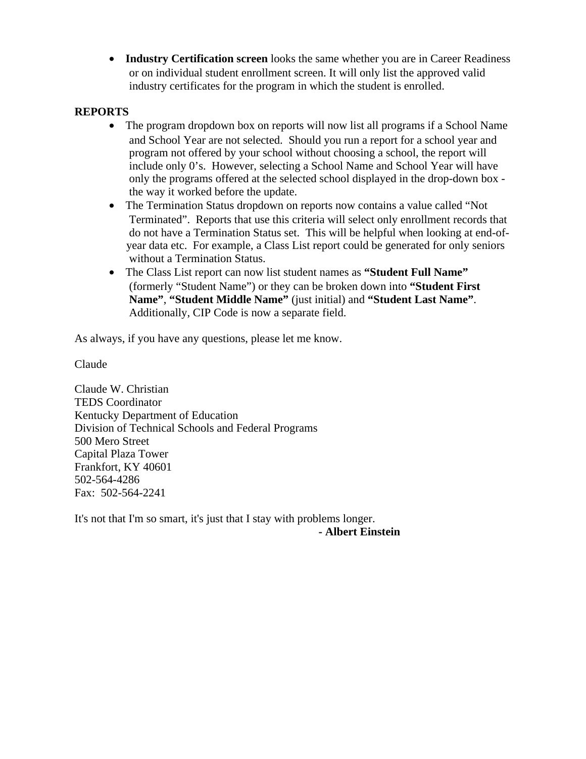- **Industry Certification screen** looks the same whether you are in Career Readiness or on individual student enrollment screen. It will only list the approved valid industry certificates for the program in which the student is enrolled.

**REPORTS**

- The program dropdown box on reports will now list all programs if a School Name and School Year are not selected. Should you run a report for a school year and program not offered by your school without choosing a school, the report will include only 0's. However, selecting a School Name and School Year will have only the programs offered at the selected school displayed in the drop-down box - the way it worked before the update.
- The Termination Status dropdown on reports now contains a value called "Not Terminated". Reports that use this criteria will select only enrollment records that do not have a Termination Status set. This will be helpful when looking at end-of-year data etc. For example, a Class List report could be generated for only seniors without a Termination Status.
- The Class List report can now list student names as **"Student Full Name"** (formerly "Student Name") or they can be broken down into **"Student First Name"**, **"Student Middle Name"** (just initial) and **"Student Last Name"**. Additionally, CIP Code is now a separate field.

As always, if you have any questions, please let me know.

Claude

Claude W. Christian
TEDS Coordinator
Kentucky Department of Education
Division of Technical Schools and Federal Programs
500 Mero Street
Capital Plaza Tower
Frankfort, KY 40601
502-564-4286
Fax: 502-564-2241

It's not that I'm so smart, it's just that I stay with problems longer.
**- Albert Einstein**